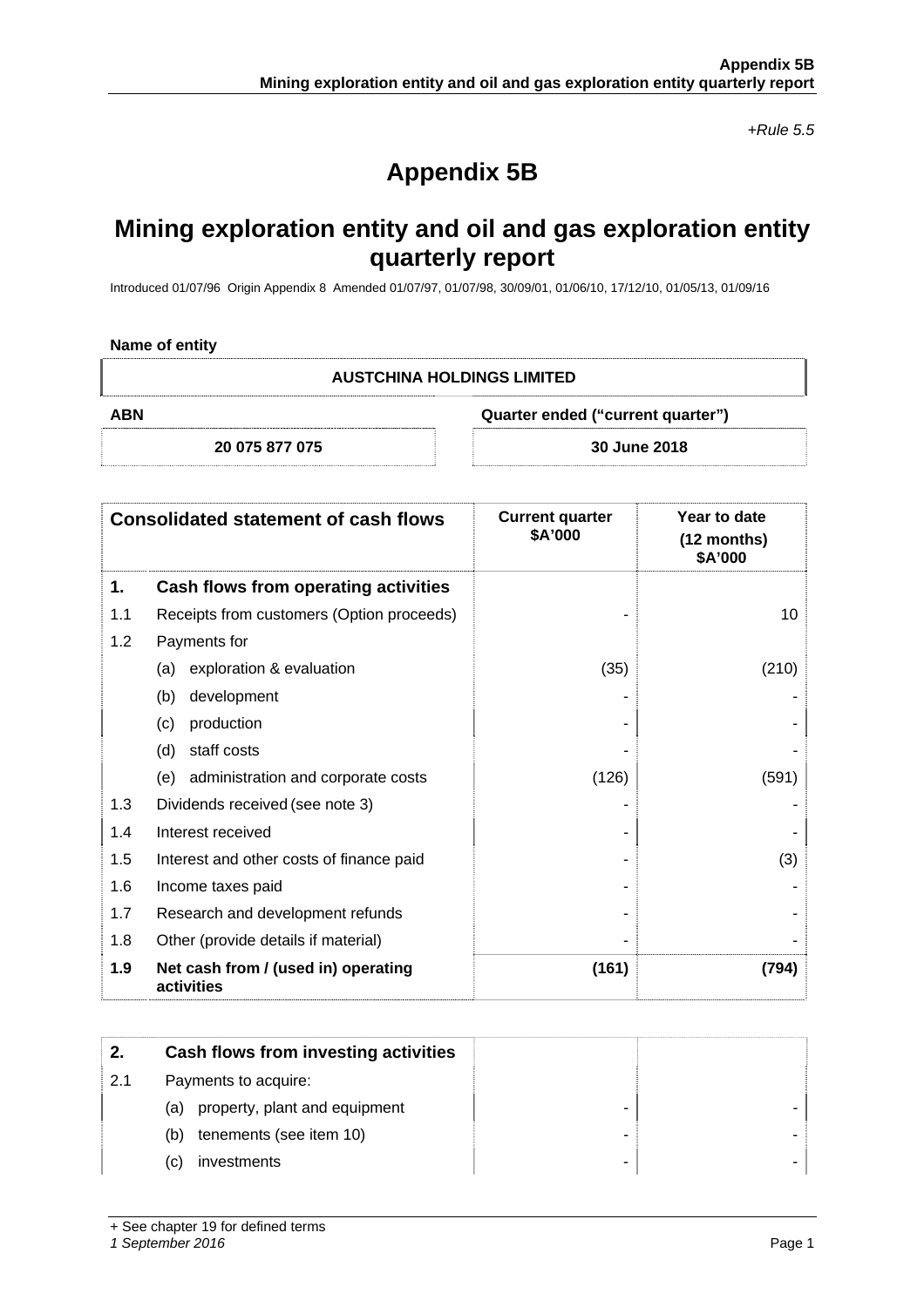*+Rule 5.5*

# Appendix 5B

# Mining exploration entity and oil and gas exploration entity quarterly report

Introduced 01/07/96 Origin Appendix 8 Amended 01/07/97, 01/07/98, 30/09/01, 01/06/10, 17/12/10, 01/05/13, 01/09/16

**Name of entity**

| AUSTCHINA HOLDINGS LIMITED | |
|---|---|
| **ABN** | **Quarter ended ("current quarter")** |
| **20 075 877 075** | **30 June 2018** |

| | **Consolidated statement of cash flows** | **Current quarter $A'000** | **Year to date (12 months) $A'000** |
|---|---|---|---|
| **1.** | **Cash flows from operating activities** | | |
| 1.1 | Receipts from customers (Option proceeds) | - | 10 |
| 1.2 | Payments for | | |
| | (a) exploration & evaluation | (35) | (210) |
| | (b) development | - | - |
| | (c) production | - | - |
| | (d) staff costs | - | - |
| | (e) administration and corporate costs | (126) | (591) |
| 1.3 | Dividends received (see note 3) | - | - |
| 1.4 | Interest received | - | - |
| 1.5 | Interest and other costs of finance paid | - | (3) |
| 1.6 | Income taxes paid | - | - |
| 1.7 | Research and development refunds | - | - |
| 1.8 | Other (provide details if material) | - | - |
| **1.9** | **Net cash from / (used in) operating activities** | **(161)** | **(794)** |

| | | | |
|---|---|---|---|
| **2.** | **Cash flows from investing activities** | | |
| 2.1 | Payments to acquire: | | |
| | (a) property, plant and equipment | - | - |
| | (b) tenements (see item 10) | - | - |
| | (c) investments | - | - |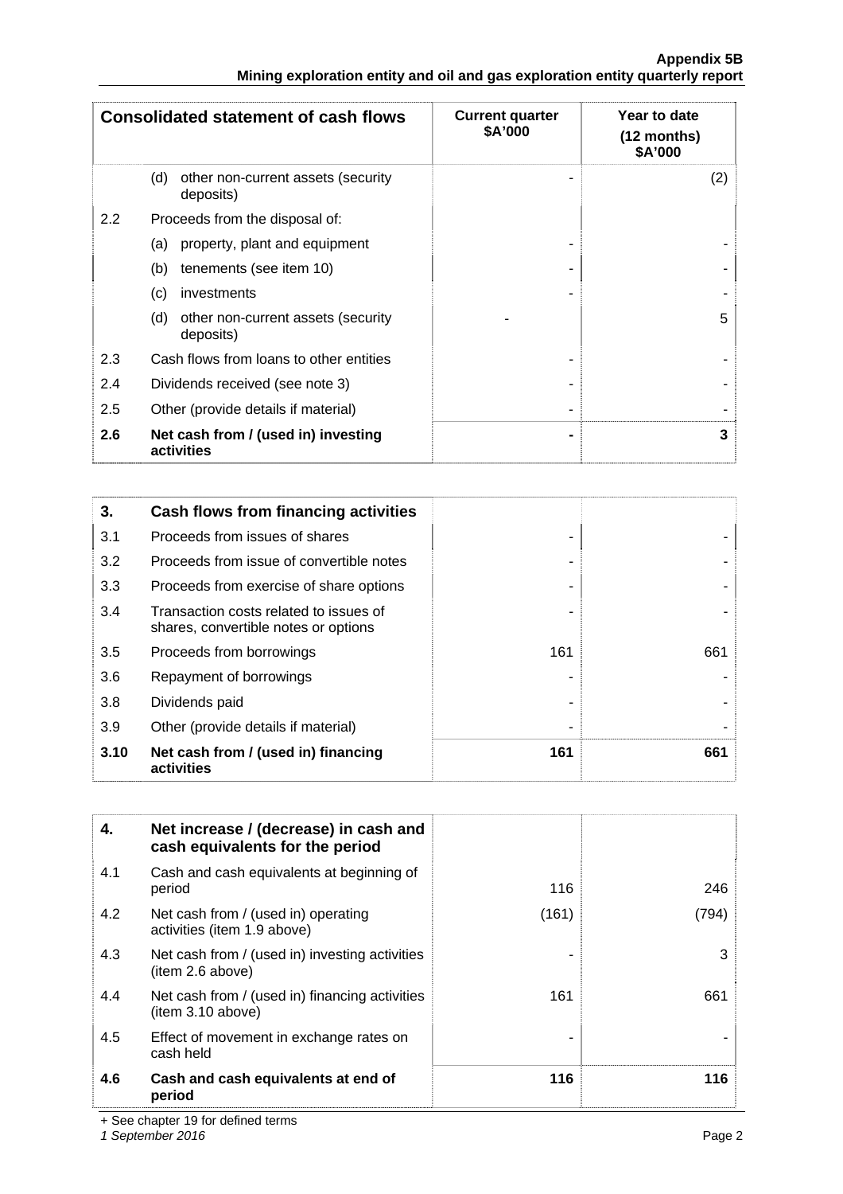| Consolidated statement of cash flows | | Current quarter $A'000 | Year to date (12 months) $A'000 |
|---|---|---|---|
| | (d) other non-current assets (security deposits) | - | (2) |
| 2.2 | Proceeds from the disposal of: | | |
| | (a) property, plant and equipment | - | - |
| | (b) tenements (see item 10) | - | - |
| | (c) investments | - | - |
| | (d) other non-current assets (security deposits) | - | 5 |
| 2.3 | Cash flows from loans to other entities | - | - |
| 2.4 | Dividends received (see note 3) | - | - |
| 2.5 | Other (provide details if material) | - | - |
| **2.6** | **Net cash from / (used in) investing activities** | **-** | **3** |

| **3.** | **Cash flows from financing activities** | | |
|---|---|---|---|
| 3.1 | Proceeds from issues of shares | - | - |
| 3.2 | Proceeds from issue of convertible notes | - | - |
| 3.3 | Proceeds from exercise of share options | - | - |
| 3.4 | Transaction costs related to issues of shares, convertible notes or options | - | - |
| 3.5 | Proceeds from borrowings | 161 | 661 |
| 3.6 | Repayment of borrowings | - | - |
| 3.8 | Dividends paid | - | - |
| 3.9 | Other (provide details if material) | - | - |
| **3.10** | **Net cash from / (used in) financing activities** | **161** | **661** |

| **4.** | **Net increase / (decrease) in cash and cash equivalents for the period** | | |
|---|---|---|---|
| 4.1 | Cash and cash equivalents at beginning of period | 116 | 246 |
| 4.2 | Net cash from / (used in) operating activities (item 1.9 above) | (161) | (794) |
| 4.3 | Net cash from / (used in) investing activities (item 2.6 above) | - | 3 |
| 4.4 | Net cash from / (used in) financing activities (item 3.10 above) | 161 | 661 |
| 4.5 | Effect of movement in exchange rates on cash held | - | - |
| **4.6** | **Cash and cash equivalents at end of period** | **116** | **116** |

+ See chapter 19 for defined terms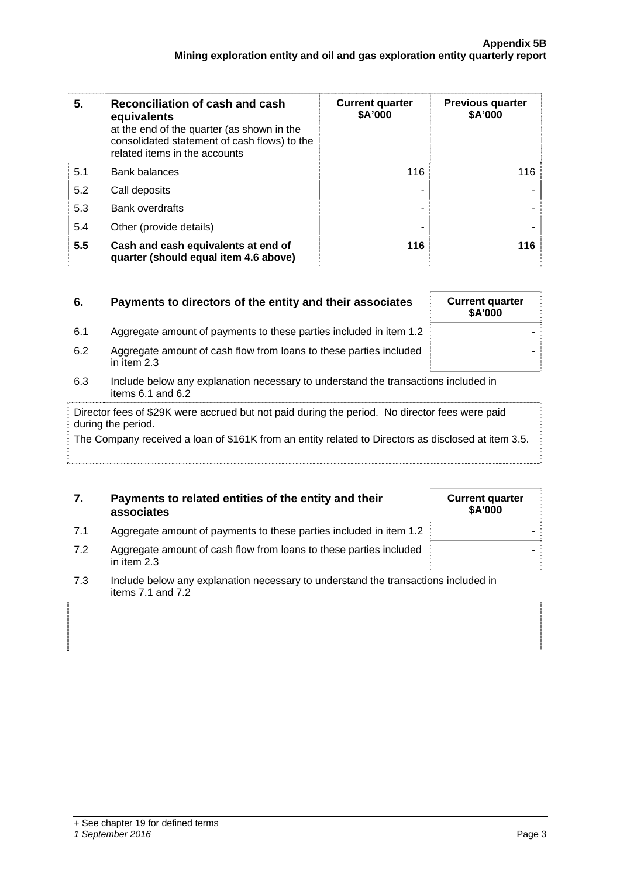| 5. | **Reconciliation of cash and cash equivalents** at the end of the quarter (as shown in the consolidated statement of cash flows) to the related items in the accounts | **Current quarter $A'000** | **Previous quarter $A'000** |
|---|---|---|---|
| 5.1 | Bank balances | 116 | 116 |
| 5.2 | Call deposits | - | - |
| 5.3 | Bank overdrafts | - | - |
| 5.4 | Other (provide details) | - | - |
| **5.5** | **Cash and cash equivalents at end of quarter (should equal item 4.6 above)** | **116** | **116** |

| 6. | **Payments to directors of the entity and their associates** | **Current quarter $A'000** |
|---|---|---|
| 6.1 | Aggregate amount of payments to these parties included in item 1.2 | - |
| 6.2 | Aggregate amount of cash flow from loans to these parties included in item 2.3 | - |

6.3 Include below any explanation necessary to understand the transactions included in items 6.1 and 6.2

Director fees of $29K were accrued but not paid during the period. No director fees were paid during the period.

The Company received a loan of $161K from an entity related to Directors as disclosed at item 3.5.

| 7. | **Payments to related entities of the entity and their associates** | **Current quarter $A'000** |
|---|---|---|
| 7.1 | Aggregate amount of payments to these parties included in item 1.2 | - |
| 7.2 | Aggregate amount of cash flow from loans to these parties included in item 2.3 | - |

7.3 Include below any explanation necessary to understand the transactions included in items 7.1 and 7.2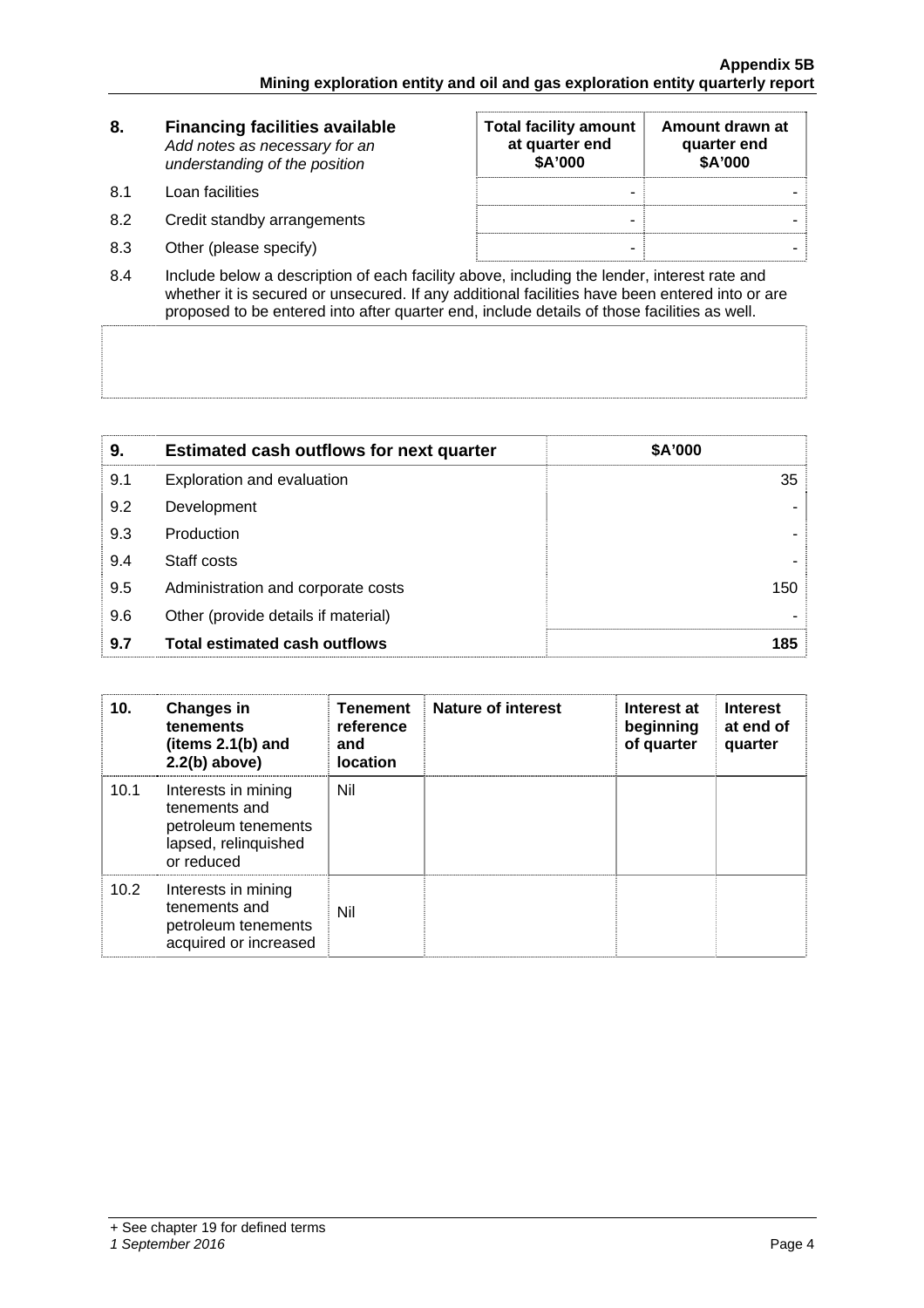| 8. | **Financing facilities available** *Add notes as necessary for an understanding of the position* | **Total facility amount at quarter end $A'000** | **Amount drawn at quarter end $A'000** |
|---|---|---|---|
| 8.1 | Loan facilities | - | - |
| 8.2 | Credit standby arrangements | - | - |
| 8.3 | Other (please specify) | - | - |

8.4 Include below a description of each facility above, including the lender, interest rate and whether it is secured or unsecured. If any additional facilities have been entered into or are proposed to be entered into after quarter end, include details of those facilities as well.

| 9. | **Estimated cash outflows for next quarter** | **$A'000** |
|---|---|---|
| 9.1 | Exploration and evaluation | 35 |
| 9.2 | Development | - |
| 9.3 | Production | - |
| 9.4 | Staff costs | - |
| 9.5 | Administration and corporate costs | 150 |
| 9.6 | Other (provide details if material) | - |
| **9.7** | **Total estimated cash outflows** | **185** |

| 10. | **Changes in tenements (items 2.1(b) and 2.2(b) above)** | **Tenement reference and location** | **Nature of interest** | **Interest at beginning of quarter** | **Interest at end of quarter** |
|---|---|---|---|---|---|
| 10.1 | Interests in mining tenements and petroleum tenements lapsed, relinquished or reduced | Nil | | | |
| 10.2 | Interests in mining tenements and petroleum tenements acquired or increased | Nil | | | |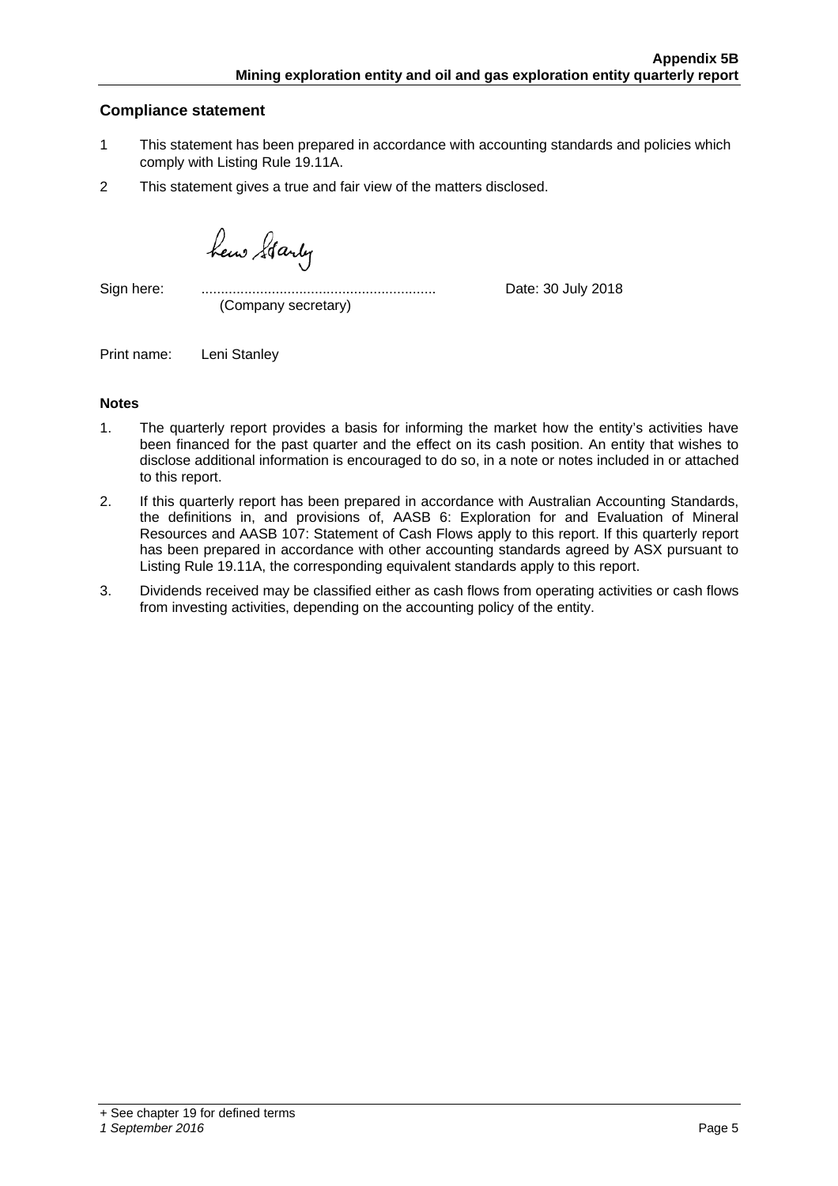## Compliance statement

1. This statement has been prepared in accordance with accounting standards and policies which comply with Listing Rule 19.11A.
2. This statement gives a true and fair view of the matters disclosed.

Sign here: ............................................................ (Company secretary) Date: 30 July 2018

Print name: Leni Stanley

### Notes

1. The quarterly report provides a basis for informing the market how the entity's activities have been financed for the past quarter and the effect on its cash position. An entity that wishes to disclose additional information is encouraged to do so, in a note or notes included in or attached to this report.
2. If this quarterly report has been prepared in accordance with Australian Accounting Standards, the definitions in, and provisions of, AASB 6: Exploration for and Evaluation of Mineral Resources and AASB 107: Statement of Cash Flows apply to this report. If this quarterly report has been prepared in accordance with other accounting standards agreed by ASX pursuant to Listing Rule 19.11A, the corresponding equivalent standards apply to this report.
3. Dividends received may be classified either as cash flows from operating activities or cash flows from investing activities, depending on the accounting policy of the entity.